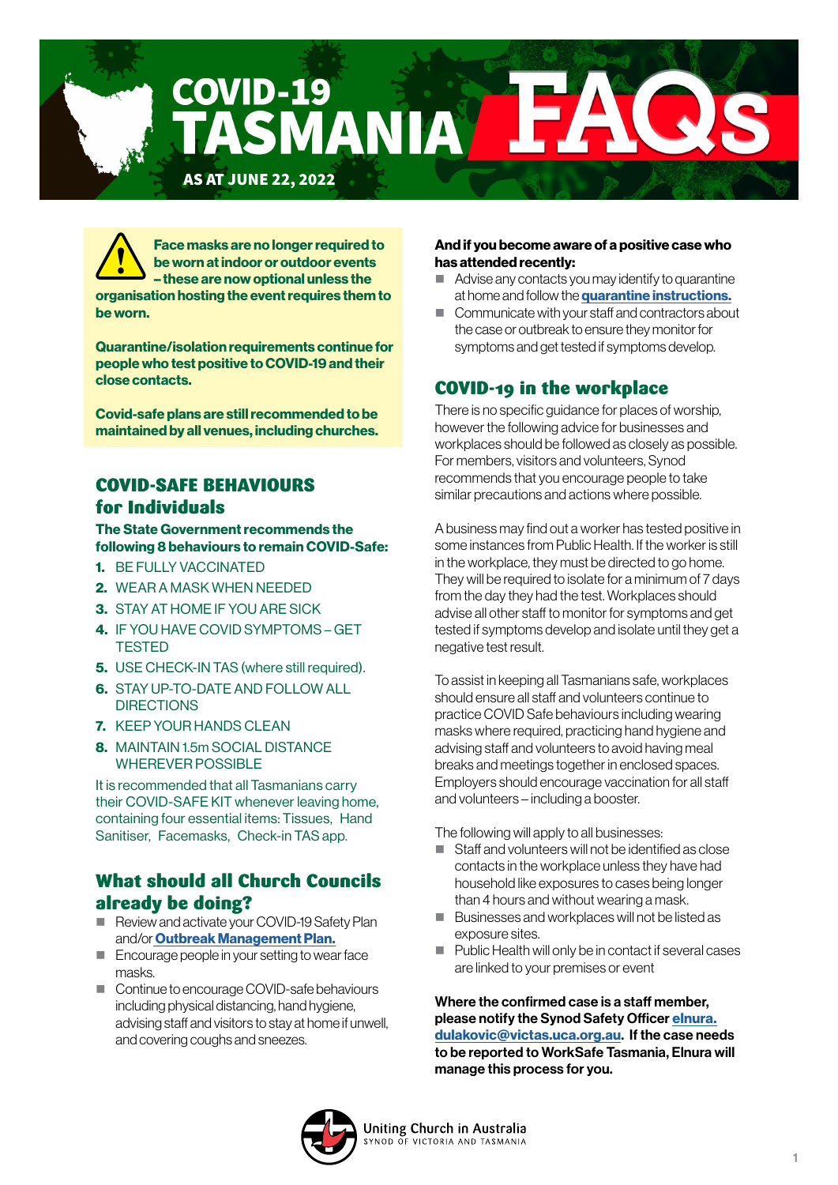# COVID-19 TASMANIA FAQs

**AS AT JUNE 22, 2022**

**Face masks are no longer required to be worn at indoor or outdoor events – these are now optional unless the organisation hosting the event requires them to be worn.**

**Quarantine/isolation requirements continue for people who test positive to COVID-19 and their close contacts.**

**Covid-safe plans are still recommended to be maintained by all venues, including churches.**

## COVID-SAFE BEHAVIOURS for Individuals

**The State Government recommends the following 8 behaviours to remain COVID-Safe:**

1. BE FULLY VACCINATED
2. WEAR A MASK WHEN NEEDED
3. STAY AT HOME IF YOU ARE SICK
4. IF YOU HAVE COVID SYMPTOMS – GET TESTED
5. USE CHECK-IN TAS (where still required).
6. STAY UP-TO-DATE AND FOLLOW ALL DIRECTIONS
7. KEEP YOUR HANDS CLEAN
8. MAINTAIN 1.5m SOCIAL DISTANCE WHEREVER POSSIBLE

It is recommended that all Tasmanians carry their COVID-SAFE KIT whenever leaving home, containing four essential items: Tissues, Hand Sanitiser, Facemasks, Check-in TAS app.

## What should all Church Councils already be doing?

- Review and activate your COVID-19 Safety Plan and/or **Outbreak Management Plan.**
- Encourage people in your setting to wear face masks.
- Continue to encourage COVID-safe behaviours including physical distancing, hand hygiene, advising staff and visitors to stay at home if unwell, and covering coughs and sneezes.

**And if you become aware of a positive case who has attended recently:**

- Advise any contacts you may identify to quarantine at home and follow the **quarantine instructions.**
- Communicate with your staff and contractors about the case or outbreak to ensure they monitor for symptoms and get tested if symptoms develop.

## COVID-19 in the workplace

There is no specific guidance for places of worship, however the following advice for businesses and workplaces should be followed as closely as possible. For members, visitors and volunteers, Synod recommends that you encourage people to take similar precautions and actions where possible.

A business may find out a worker has tested positive in some instances from Public Health. If the worker is still in the workplace, they must be directed to go home. They will be required to isolate for a minimum of 7 days from the day they had the test. Workplaces should advise all other staff to monitor for symptoms and get tested if symptoms develop and isolate until they get a negative test result.

To assist in keeping all Tasmanians safe, workplaces should ensure all staff and volunteers continue to practice COVID Safe behaviours including wearing masks where required, practicing hand hygiene and advising staff and volunteers to avoid having meal breaks and meetings together in enclosed spaces. Employers should encourage vaccination for all staff and volunteers – including a booster.

The following will apply to all businesses:

- Staff and volunteers will not be identified as close contacts in the workplace unless they have had household like exposures to cases being longer than 4 hours and without wearing a mask.
- Businesses and workplaces will not be listed as exposure sites.
- Public Health will only be in contact if several cases are linked to your premises or event

**Where the confirmed case is a staff member, please notify the Synod Safety Officer elnura.dulakovic@victas.uca.org.au. If the case needs to be reported to WorkSafe Tasmania, Elnura will manage this process for you.**

Uniting Church in Australia
SYNOD OF VICTORIA AND TASMANIA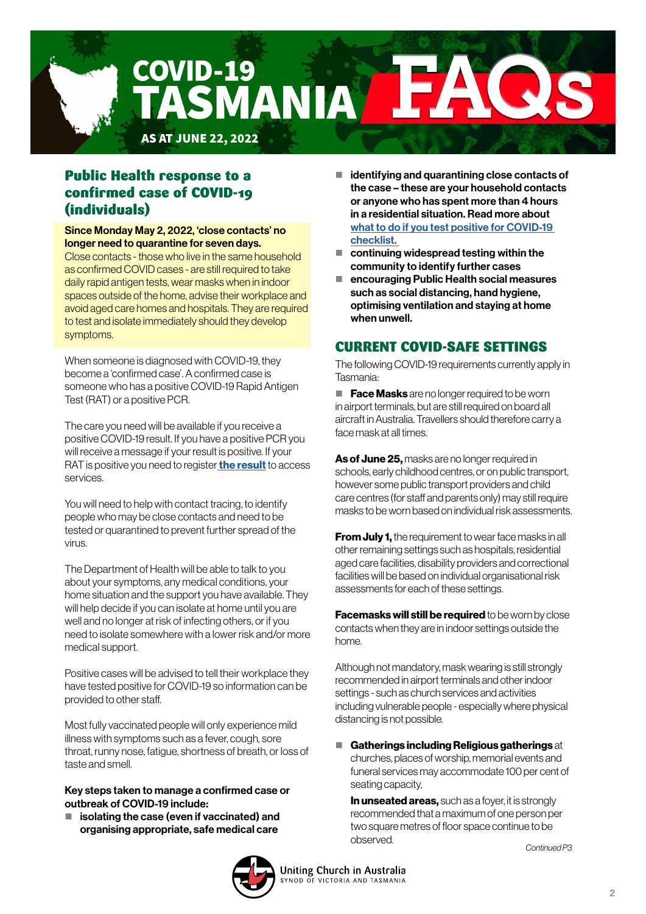# COVID-19 TASMANIA FAQs

**AS AT JUNE 22, 2022**

## Public Health response to a confirmed case of COVID-19 (individuals)

**Since Monday May 2, 2022, 'close contacts' no longer need to quarantine for seven days.** Close contacts - those who live in the same household as confirmed COVID cases - are still required to take daily rapid antigen tests, wear masks when in indoor spaces outside of the home, advise their workplace and avoid aged care homes and hospitals. They are required to test and isolate immediately should they develop symptoms.

When someone is diagnosed with COVID-19, they become a 'confirmed case'. A confirmed case is someone who has a positive COVID-19 Rapid Antigen Test (RAT) or a positive PCR.

The care you need will be available if you receive a positive COVID-19 result. If you have a positive PCR you will receive a message if your result is positive. If your RAT is positive you need to register **the result** to access services.

You will need to help with contact tracing, to identify people who may be close contacts and need to be tested or quarantined to prevent further spread of the virus.

The Department of Health will be able to talk to you about your symptoms, any medical conditions, your home situation and the support you have available. They will help decide if you can isolate at home until you are well and no longer at risk of infecting others, or if you need to isolate somewhere with a lower risk and/or more medical support.

Positive cases will be advised to tell their workplace they have tested positive for COVID-19 so information can be provided to other staff.

Most fully vaccinated people will only experience mild illness with symptoms such as a fever, cough, sore throat, runny nose, fatigue, shortness of breath, or loss of taste and smell.

**Key steps taken to manage a confirmed case or outbreak of COVID-19 include:**

- **isolating the case (even if vaccinated) and organising appropriate, safe medical care**
- **identifying and quarantining close contacts of the case – these are your household contacts or anyone who has spent more than 4 hours in a residential situation. Read more about what to do if you test positive for COVID-19 checklist.**
- **continuing widespread testing within the community to identify further cases**
- **encouraging Public Health social measures such as social distancing, hand hygiene, optimising ventilation and staying at home when unwell.**

## CURRENT COVID-SAFE SETTINGS

The following COVID-19 requirements currently apply in Tasmania:

- **Face Masks** are no longer required to be worn in airport terminals, but are still required on board all aircraft in Australia. Travellers should therefore carry a face mask at all times.

**As of June 25,** masks are no longer required in schools, early childhood centres, or on public transport, however some public transport providers and child care centres (for staff and parents only) may still require masks to be worn based on individual risk assessments.

**From July 1,** the requirement to wear face masks in all other remaining settings such as hospitals, residential aged care facilities, disability providers and correctional facilities will be based on individual organisational risk assessments for each of these settings.

**Facemasks will still be required** to be worn by close contacts when they are in indoor settings outside the home.

Although not mandatory, mask wearing is still strongly recommended in airport terminals and other indoor settings - such as church services and activities including vulnerable people - especially where physical distancing is not possible.

- **Gatherings including Religious gatherings** at churches, places of worship, memorial events and funeral services may accommodate 100 per cent of seating capacity,

  **In unseated areas,** such as a foyer, it is strongly recommended that a maximum of one person per two square metres of floor space continue to be observed.

*Continued P3*

Uniting Church in Australia
SYNOD OF VICTORIA AND TASMANIA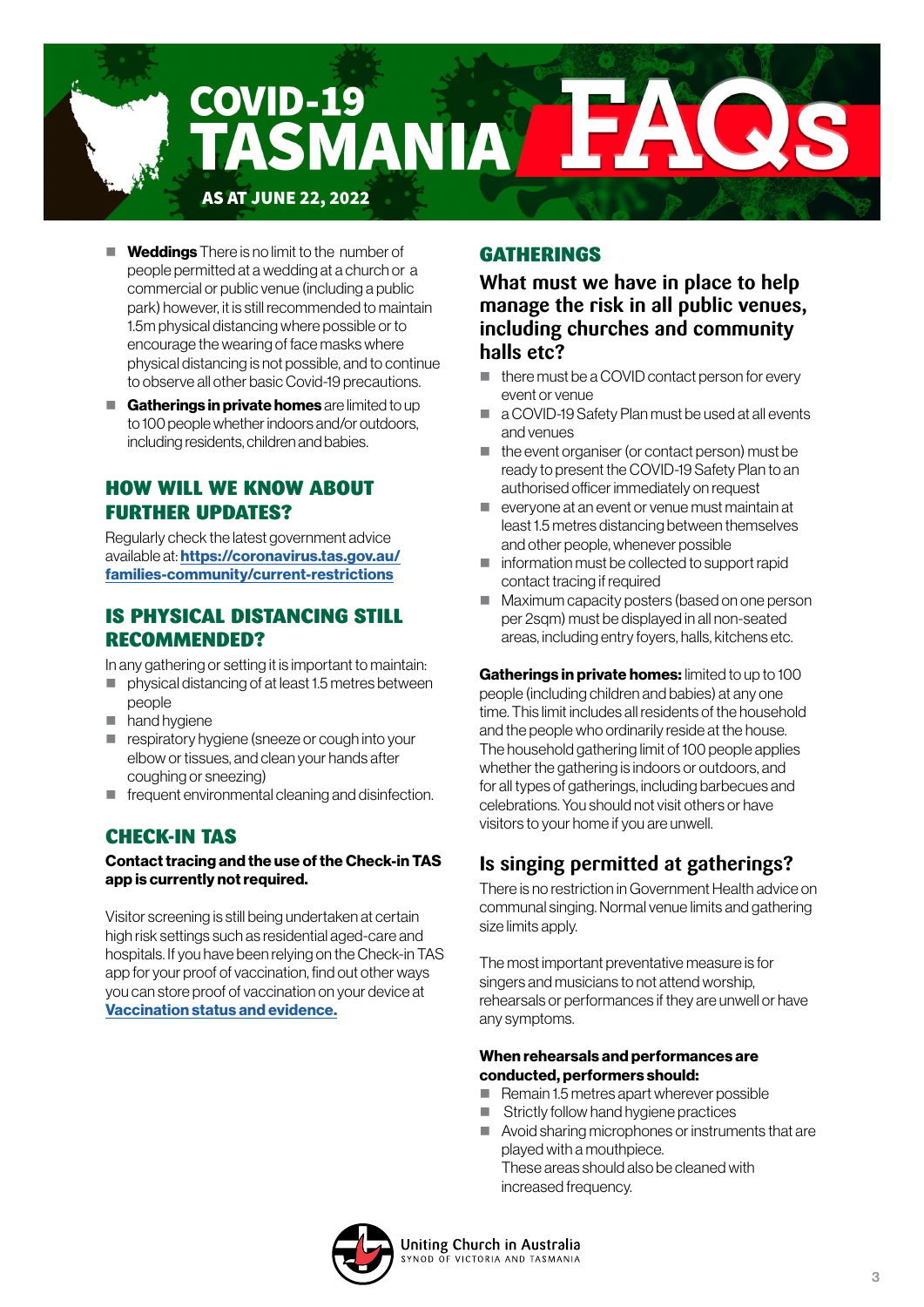# COVID-19 TASMANIA FAQs

**AS AT JUNE 22, 2022**

- **Weddings** There is no limit to the number of people permitted at a wedding at a church or a commercial or public venue (including a public park) however, it is still recommended to maintain 1.5m physical distancing where possible or to encourage the wearing of face masks where physical distancing is not possible, and to continue to observe all other basic Covid-19 precautions.
- **Gatherings in private homes** are limited to up to 100 people whether indoors and/or outdoors, including residents, children and babies.

## HOW WILL WE KNOW ABOUT FURTHER UPDATES?

Regularly check the latest government advice available at: **https://coronavirus.tas.gov.au/families-community/current-restrictions**

## IS PHYSICAL DISTANCING STILL RECOMMENDED?

In any gathering or setting it is important to maintain:

- physical distancing of at least 1.5 metres between people
- hand hygiene
- respiratory hygiene (sneeze or cough into your elbow or tissues, and clean your hands after coughing or sneezing)
- frequent environmental cleaning and disinfection.

## CHECK-IN TAS

**Contact tracing and the use of the Check-in TAS app is currently not required.**

Visitor screening is still being undertaken at certain high risk settings such as residential aged-care and hospitals. If you have been relying on the Check-in TAS app for your proof of vaccination, find out other ways you can store proof of vaccination on your device at **Vaccination status and evidence.**

## GATHERINGS

### What must we have in place to help manage the risk in all public venues, including churches and community halls etc?

- there must be a COVID contact person for every event or venue
- a COVID-19 Safety Plan must be used at all events and venues
- the event organiser (or contact person) must be ready to present the COVID-19 Safety Plan to an authorised officer immediately on request
- everyone at an event or venue must maintain at least 1.5 metres distancing between themselves and other people, whenever possible
- information must be collected to support rapid contact tracing if required
- Maximum capacity posters (based on one person per 2sqm) must be displayed in all non-seated areas, including entry foyers, halls, kitchens etc.

**Gatherings in private homes:** limited to up to 100 people (including children and babies) at any one time. This limit includes all residents of the household and the people who ordinarily reside at the house. The household gathering limit of 100 people applies whether the gathering is indoors or outdoors, and for all types of gatherings, including barbecues and celebrations. You should not visit others or have visitors to your home if you are unwell.

### Is singing permitted at gatherings?

There is no restriction in Government Health advice on communal singing. Normal venue limits and gathering size limits apply.

The most important preventative measure is for singers and musicians to not attend worship, rehearsals or performances if they are unwell or have any symptoms.

**When rehearsals and performances are conducted, performers should:**

- Remain 1.5 metres apart wherever possible
- Strictly follow hand hygiene practices
- Avoid sharing microphones or instruments that are played with a mouthpiece.
  These areas should also be cleaned with increased frequency.

Uniting Church in Australia
SYNOD OF VICTORIA AND TASMANIA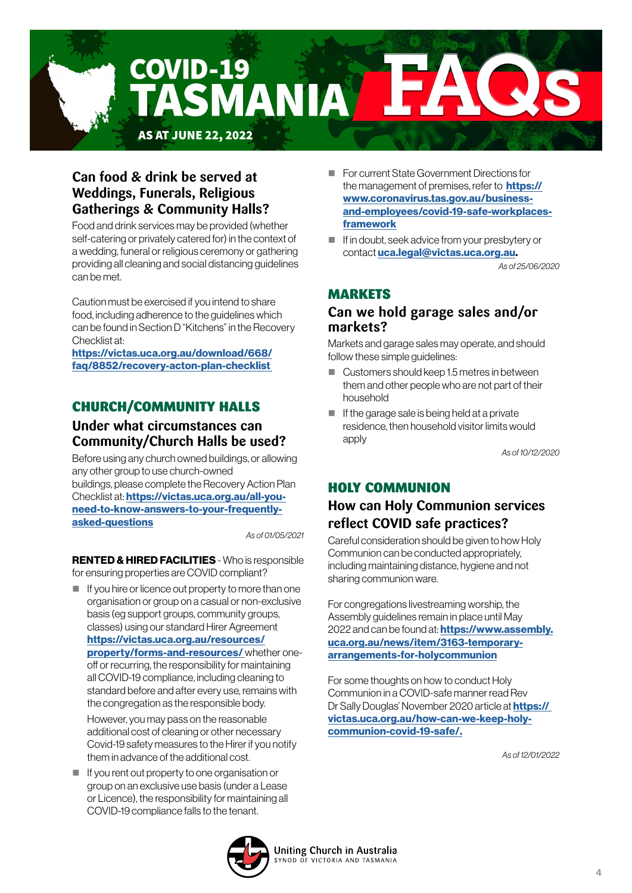# COVID-19 TASMANIA FAQs

**AS AT JUNE 22, 2022**

### Can food & drink be served at Weddings, Funerals, Religious Gatherings & Community Halls?

Food and drink services may be provided (whether self-catering or privately catered for) in the context of a wedding, funeral or religious ceremony or gathering providing all cleaning and social distancing guidelines can be met.

Caution must be exercised if you intend to share food, including adherence to the guidelines which can be found in Section D "Kitchens" in the Recovery Checklist at: **https://victas.uca.org.au/download/668/faq/8852/recovery-acton-plan-checklist**

## CHURCH/COMMUNITY HALLS

### Under what circumstances can Community/Church Halls be used?

Before using any church owned buildings, or allowing any other group to use church-owned buildings, please complete the Recovery Action Plan Checklist at: **https://victas.uca.org.au/all-you-need-to-know-answers-to-your-frequently-asked-questions**

*As of 01/05/2021*

**RENTED & HIRED FACILITIES** - Who is responsible for ensuring properties are COVID compliant?

- If you hire or licence out property to more than one organisation or group on a casual or non-exclusive basis (eg support groups, community groups, classes) using our standard Hirer Agreement **https://victas.uca.org.au/resources/property/forms-and-resources/** whether one-off or recurring, the responsibility for maintaining all COVID-19 compliance, including cleaning to standard before and after every use, remains with the congregation as the responsible body.

  However, you may pass on the reasonable additional cost of cleaning or other necessary Covid-19 safety measures to the Hirer if you notify them in advance of the additional cost.

- If you rent out property to one organisation or group on an exclusive use basis (under a Lease or Licence), the responsibility for maintaining all COVID-19 compliance falls to the tenant.
- For current State Government Directions for the management of premises, refer to **https://www.coronavirus.tas.gov.au/business-and-employees/covid-19-safe-workplaces-framework**
- If in doubt, seek advice from your presbytery or contact **uca.legal@victas.uca.org.au**.

*As of 25/06/2020*

## MARKETS

### Can we hold garage sales and/or markets?

Markets and garage sales may operate, and should follow these simple guidelines:

- Customers should keep 1.5 metres in between them and other people who are not part of their household
- If the garage sale is being held at a private residence, then household visitor limits would apply

*As of 10/12/2020*

## HOLY COMMUNION

### How can Holy Communion services reflect COVID safe practices?

Careful consideration should be given to how Holy Communion can be conducted appropriately, including maintaining distance, hygiene and not sharing communion ware.

For congregations livestreaming worship, the Assembly guidelines remain in place until May 2022 and can be found at: **https://www.assembly.uca.org.au/news/item/3163-temporary-arrangements-for-holycommunion**

For some thoughts on how to conduct Holy Communion in a COVID-safe manner read Rev Dr Sally Douglas' November 2020 article at **https://victas.uca.org.au/how-can-we-keep-holy-communion-covid-19-safe/.**

*As of 12/01/2022*

Uniting Church in Australia
SYNOD OF VICTORIA AND TASMANIA